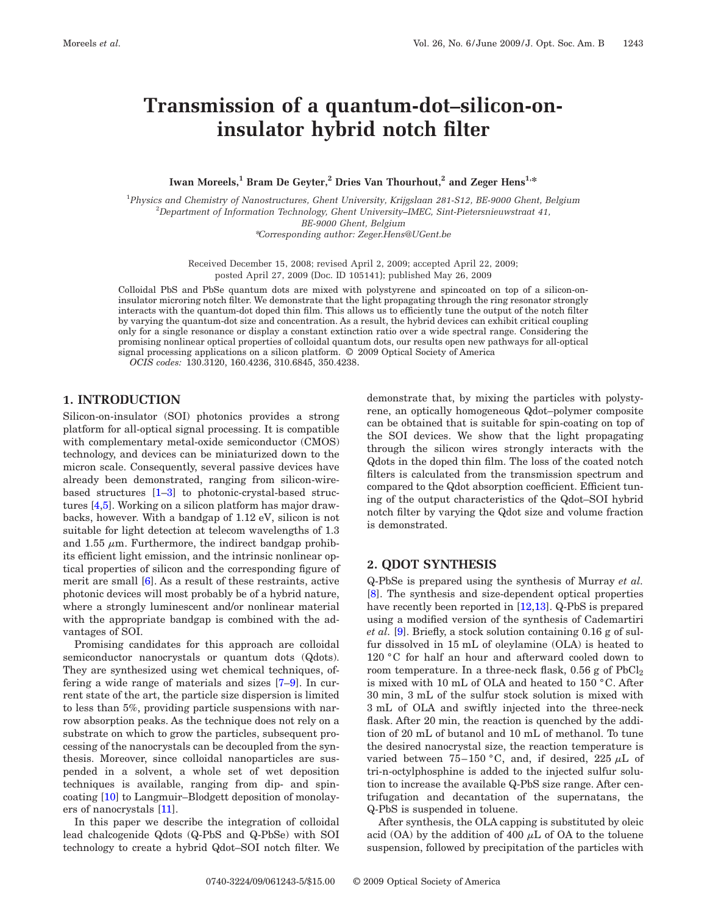# Transmission of a quantum-dot–silicon-on-insulator hybrid notch filter

**Iwan Moreels,[1] Bram De Geyter,[2] Dries Van Thourhout,[2] and Zeger Hens[1,*]**

[1] *Physics and Chemistry of Nanostructures, Ghent University, Krijgslaan 281-S12, BE-9000 Ghent, Belgium*
[2] *Department of Information Technology, Ghent University–IMEC, Sint-Pietersnieuwstraat 41, BE-9000 Ghent, Belgium*
*\*Corresponding author: Zeger.Hens@UGent.be*

Received December 15, 2008; revised April 2, 2009; accepted April 22, 2009; posted April 27, 2009 (Doc. ID 105141); published May 26, 2009

Colloidal PbS and PbSe quantum dots are mixed with polystyrene and spincoated on top of a silicon-on-insulator microring notch filter. We demonstrate that the light propagating through the ring resonator strongly interacts with the quantum-dot doped thin film. This allows us to efficiently tune the output of the notch filter by varying the quantum-dot size and concentration. As a result, the hybrid devices can exhibit critical coupling only for a single resonance or display a constant extinction ratio over a wide spectral range. Considering the promising nonlinear optical properties of colloidal quantum dots, our results open new pathways for all-optical signal processing applications on a silicon platform. © 2009 Optical Society of America

*OCIS codes:* 130.3120, 160.4236, 310.6845, 350.4238.

## 1. INTRODUCTION

Silicon-on-insulator (SOI) photonics provides a strong platform for all-optical signal processing. It is compatible with complementary metal-oxide semiconductor (CMOS) technology, and devices can be miniaturized down to the micron scale. Consequently, several passive devices have already been demonstrated, ranging from silicon-wire-based structures [1–3] to photonic-crystal-based structures [4,5]. Working on a silicon platform has major drawbacks, however. With a bandgap of 1.12 eV, silicon is not suitable for light detection at telecom wavelengths of 1.3 and 1.55 $\mu$m. Furthermore, the indirect bandgap prohibits its efficient light emission, and the intrinsic nonlinear optical properties of silicon and the corresponding figure of merit are small [6]. As a result of these restraints, active photonic devices will most probably be of a hybrid nature, where a strongly luminescent and/or nonlinear material with the appropriate bandgap is combined with the advantages of SOI.

Promising candidates for this approach are colloidal semiconductor nanocrystals or quantum dots (Qdots). They are synthesized using wet chemical techniques, offering a wide range of materials and sizes [7–9]. In current state of the art, the particle size dispersion is limited to less than 5%, providing particle suspensions with narrow absorption peaks. As the technique does not rely on a substrate on which to grow the particles, subsequent processing of the nanocrystals can be decoupled from the synthesis. Moreover, since colloidal nanoparticles are suspended in a solvent, a whole set of wet deposition techniques is available, ranging from dip- and spin-coating [10] to Langmuir–Blodgett deposition of monolayers of nanocrystals [11].

In this paper we describe the integration of colloidal lead chalcogenide Qdots (Q-PbS and Q-PbSe) with SOI technology to create a hybrid Qdot–SOI notch filter. We demonstrate that, by mixing the particles with polystyrene, an optically homogeneous Qdot–polymer composite can be obtained that is suitable for spin-coating on top of the SOI devices. We show that the light propagating through the silicon wires strongly interacts with the Qdots in the doped thin film. The loss of the coated notch filters is calculated from the transmission spectrum and compared to the Qdot absorption coefficient. Efficient tuning of the output characteristics of the Qdot–SOI hybrid notch filter by varying the Qdot size and volume fraction is demonstrated.

## 2. QDOT SYNTHESIS

Q-PbSe is prepared using the synthesis of Murray *et al.* [8]. The synthesis and size-dependent optical properties have recently been reported in [12,13]. Q-PbS is prepared using a modified version of the synthesis of Cademartiri *et al.* [9]. Briefly, a stock solution containing 0.16 g of sulfur dissolved in 15 mL of oleylamine (OLA) is heated to 120 °C for half an hour and afterward cooled down to room temperature. In a three-neck flask, 0.56 g of $PbCl_2$ is mixed with 10 mL of OLA and heated to 150 °C. After 30 min, 3 mL of the sulfur stock solution is mixed with 3 mL of OLA and swiftly injected into the three-neck flask. After 20 min, the reaction is quenched by the addition of 20 mL of butanol and 10 mL of methanol. To tune the desired nanocrystal size, the reaction temperature is varied between 75–150 °C, and, if desired, 225 $\mu$L of tri-n-octylphosphine is added to the injected sulfur solution to increase the available Q-PbS size range. After centrifugation and decantation of the supernatans, the Q-PbS is suspended in toluene.

After synthesis, the OLA capping is substituted by oleic acid (OA) by the addition of 400 $\mu$L of OA to the toluene suspension, followed by precipitation of the particles with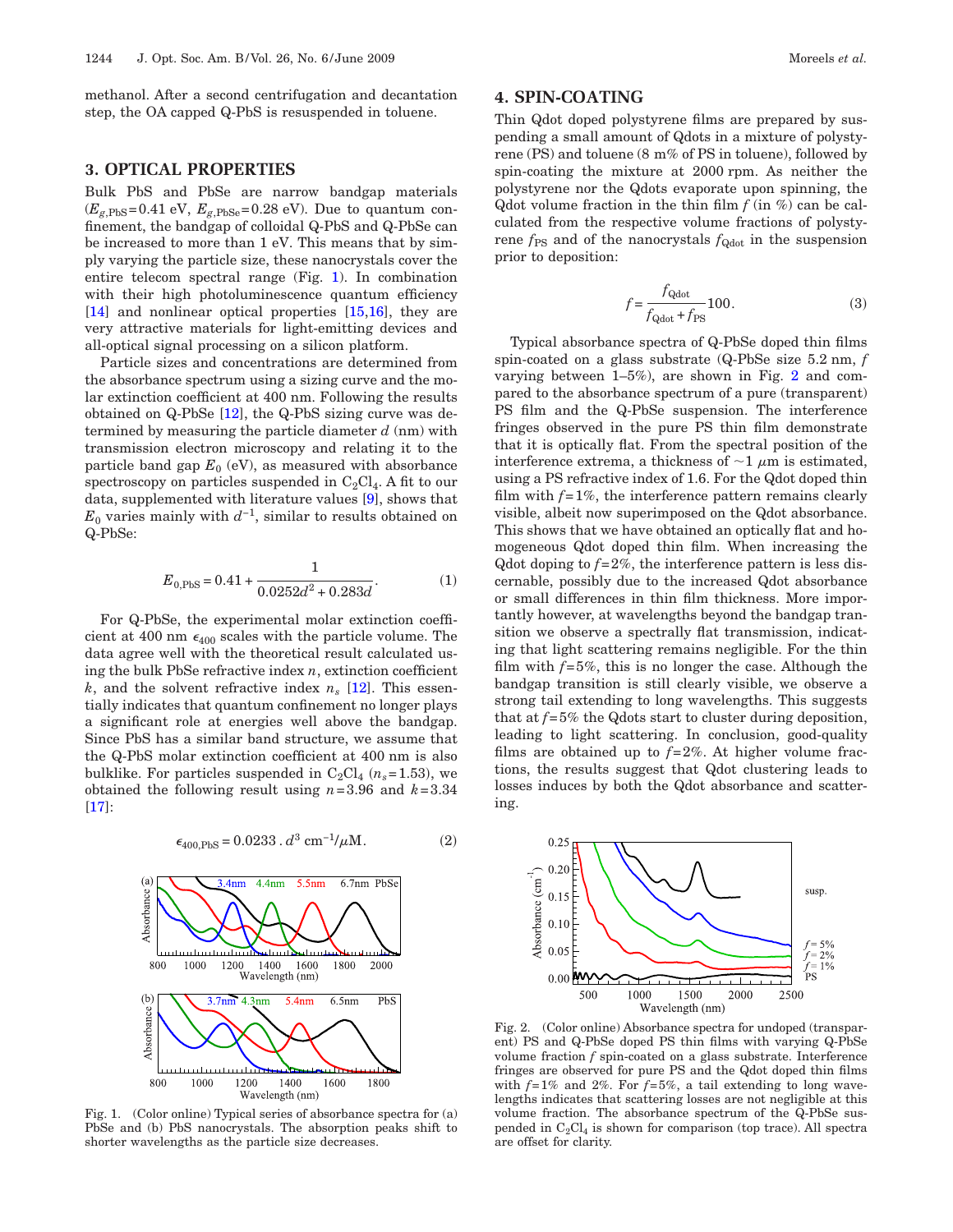methanol. After a second centrifugation and decantation step, the OA capped Q-PbS is resuspended in toluene.

## 3. OPTICAL PROPERTIES

Bulk PbS and PbSe are narrow bandgap materials ($E_{g,\mathrm{PbS}}=0.41$ eV, $E_{g,\mathrm{PbSe}}=0.28$ eV). Due to quantum confinement, the bandgap of colloidal Q-PbS and Q-PbSe can be increased to more than 1 eV. This means that by simply varying the particle size, these nanocrystals cover the entire telecom spectral range (Fig. 1). In combination with their high photoluminescence quantum efficiency [14] and nonlinear optical properties [15,16], they are very attractive materials for light-emitting devices and all-optical signal processing on a silicon platform.

Particle sizes and concentrations are determined from the absorbance spectrum using a sizing curve and the molar extinction coefficient at 400 nm. Following the results obtained on Q-PbSe [12], the Q-PbS sizing curve was determined by measuring the particle diameter $d$ (nm) with transmission electron microscopy and relating it to the particle band gap $E_0$ (eV), as measured with absorbance spectroscopy on particles suspended in $C_2Cl_4$. A fit to our data, supplemented with literature values [9], shows that $E_0$ varies mainly with $d^{-1}$, similar to results obtained on Q-PbSe:

$$E_{0,\mathrm{PbS}} = 0.41 + \frac{1}{0.0252d^2 + 0.283d}. \tag{1}$$

For Q-PbSe, the experimental molar extinction coefficient at 400 nm $\epsilon_{400}$ scales with the particle volume. The data agree well with the theoretical result calculated using the bulk PbSe refractive index $n$, extinction coefficient $k$, and the solvent refractive index $n_s$ [12]. This essentially indicates that quantum confinement no longer plays a significant role at energies well above the bandgap. Since PbS has a similar band structure, we assume that the Q-PbS molar extinction coefficient at 400 nm is also bulklike. For particles suspended in $C_2Cl_4$ ($n_s=1.53$), we obtained the following result using $n=3.96$ and $k=3.34$ [17]:

$$\epsilon_{400,\mathrm{PbS}} = 0.0233 \,.\, d^3 \ \mathrm{cm}^{-1}/\mu\mathrm{M}. \tag{2}$$

Fig. 1. (Color online) Typical series of absorbance spectra for (a) PbSe and (b) PbS nanocrystals. The absorption peaks shift to shorter wavelengths as the particle size decreases.

## 4. SPIN-COATING

Thin Qdot doped polystyrene films are prepared by suspending a small amount of Qdots in a mixture of polystyrene (PS) and toluene (8 m% of PS in toluene), followed by spin-coating the mixture at 2000 rpm. As neither the polystyrene nor the Qdots evaporate upon spinning, the Qdot volume fraction in the thin film $f$ (in %) can be calculated from the respective volume fractions of polystyrene $f_{\mathrm{PS}}$ and of the nanocrystals $f_{\mathrm{Qdot}}$ in the suspension prior to deposition:

$$f = \frac{f_{\mathrm{Qdot}}}{f_{\mathrm{Qdot}} + f_{\mathrm{PS}}} 100. \tag{3}$$

Typical absorbance spectra of Q-PbSe doped thin films spin-coated on a glass substrate (Q-PbSe size 5.2 nm, $f$ varying between 1–5%), are shown in Fig. 2 and compared to the absorbance spectrum of a pure (transparent) PS film and the Q-PbSe suspension. The interference fringes observed in the pure PS thin film demonstrate that it is optically flat. From the spectral position of the interference extrema, a thickness of ~1 $\mu$m is estimated, using a PS refractive index of 1.6. For the Qdot doped thin film with $f=1\%$, the interference pattern remains clearly visible, albeit now superimposed on the Qdot absorbance. This shows that we have obtained an optically flat and homogeneous Qdot doped thin film. When increasing the Qdot doping to $f=2\%$, the interference pattern is less discernable, possibly due to the increased Qdot absorbance or small differences in thin film thickness. More importantly however, at wavelengths beyond the bandgap transition we observe a spectrally flat transmission, indicating that light scattering remains negligible. For the thin film with $f=5\%$, this is no longer the case. Although the bandgap transition is still clearly visible, we observe a strong tail extending to long wavelengths. This suggests that at $f=5\%$ the Qdots start to cluster during deposition, leading to light scattering. In conclusion, good-quality films are obtained up to $f=2\%$. At higher volume fractions, the results suggest that Qdot clustering leads to losses induces by both the Qdot absorbance and scattering.

Fig. 2. (Color online) Absorbance spectra for undoped (transparent) PS and Q-PbSe doped PS thin films with varying Q-PbSe volume fraction $f$ spin-coated on a glass substrate. Interference fringes are observed for pure PS and the Qdot doped thin films with $f=1\%$ and 2%. For $f=5\%$, a tail extending to long wavelengths indicates that scattering losses are not negligible at this volume fraction. The absorbance spectrum of the Q-PbSe suspended in $C_2Cl_4$ is shown for comparison (top trace). All spectra are offset for clarity.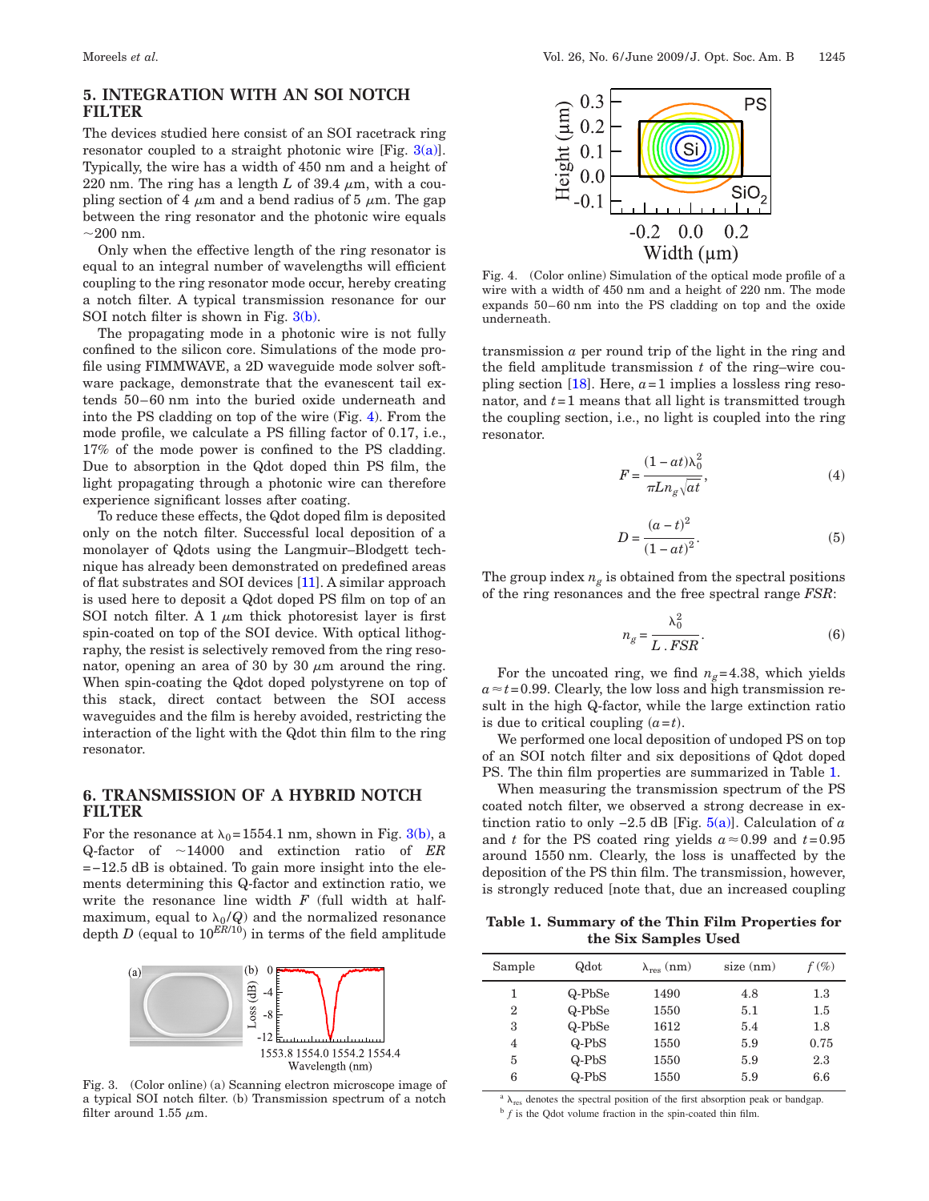## 5. INTEGRATION WITH AN SOI NOTCH FILTER

The devices studied here consist of an SOI racetrack ring resonator coupled to a straight photonic wire [Fig. 3(a)]. Typically, the wire has a width of 450 nm and a height of 220 nm. The ring has a length $L$ of 39.4 $\mu$m, with a coupling section of 4 $\mu$m and a bend radius of 5 $\mu$m. The gap between the ring resonator and the photonic wire equals $\sim$200 nm.

Only when the effective length of the ring resonator is equal to an integral number of wavelengths will efficient coupling to the ring resonator mode occur, hereby creating a notch filter. A typical transmission resonance for our SOI notch filter is shown in Fig. 3(b).

The propagating mode in a photonic wire is not fully confined to the silicon core. Simulations of the mode profile using FIMMWAVE, a 2D waveguide mode solver software package, demonstrate that the evanescent tail extends 50–60 nm into the buried oxide underneath and into the PS cladding on top of the wire (Fig. 4). From the mode profile, we calculate a PS filling factor of 0.17, i.e., 17% of the mode power is confined to the PS cladding. Due to absorption in the Qdot doped thin PS film, the light propagating through a photonic wire can therefore experience significant losses after coating.

To reduce these effects, the Qdot doped film is deposited only on the notch filter. Successful local deposition of a monolayer of Qdots using the Langmuir–Blodgett technique has already been demonstrated on predefined areas of flat substrates and SOI devices [11]. A similar approach is used here to deposit a Qdot doped PS film on top of an SOI notch filter. A 1 $\mu$m thick photoresist layer is first spin-coated on top of the SOI device. With optical lithography, the resist is selectively removed from the ring resonator, opening an area of 30 by 30 $\mu$m around the ring. When spin-coating the Qdot doped polystyrene on top of this stack, direct contact between the SOI access waveguides and the film is hereby avoided, restricting the interaction of the light with the Qdot thin film to the ring resonator.

## 6. TRANSMISSION OF A HYBRID NOTCH FILTER

For the resonance at $\lambda_0$=1554.1 nm, shown in Fig. 3(b), a Q-factor of $\sim$14000 and extinction ratio of $ER$ =−12.5 dB is obtained. To gain more insight into the elements determining this Q-factor and extinction ratio, we write the resonance line width $F$ (full width at half-maximum, equal to $\lambda_0/Q$) and the normalized resonance depth $D$ (equal to $10^{ER/10}$) in terms of the field amplitude transmission $a$ per round trip of the light in the ring and the field amplitude transmission $t$ of the ring–wire coupling section [18]. Here, $a$=1 implies a lossless ring resonator, and $t$=1 means that all light is transmitted trough the coupling section, i.e., no light is coupled into the ring resonator.

Fig. 3. (Color online) (a) Scanning electron microscope image of a typical SOI notch filter. (b) Transmission spectrum of a notch filter around 1.55 $\mu$m.

Fig. 4. (Color online) Simulation of the optical mode profile of a wire with a width of 450 nm and a height of 220 nm. The mode expands 50–60 nm into the PS cladding on top and the oxide underneath.

$$F = \frac{(1-at)\lambda_0^2}{\pi L n_g \sqrt{at}}, \tag{4}$$

$$D = \frac{(a-t)^2}{(1-at)^2}. \tag{5}$$

The group index $n_g$ is obtained from the spectral positions of the ring resonances and the free spectral range $FSR$:

$$n_g = \frac{\lambda_0^2}{L\,.\,FSR}. \tag{6}$$

For the uncoated ring, we find $n_g$=4.38, which yields $a \approx t$=0.99. Clearly, the low loss and high transmission result in the high Q-factor, while the large extinction ratio is due to critical coupling ($a$=$t$).

We performed one local deposition of undoped PS on top of an SOI notch filter and six depositions of Qdot doped PS. The thin film properties are summarized in Table 1.

When measuring the transmission spectrum of the PS coated notch filter, we observed a strong decrease in extinction ratio to only −2.5 dB [Fig. 5(a)]. Calculation of $a$ and $t$ for the PS coated ring yields $a \approx 0.99$ and $t$=0.95 around 1550 nm. Clearly, the loss is unaffected by the deposition of the PS thin film. The transmission, however, is strongly reduced [note that, due an increased coupling

**Table 1. Summary of the Thin Film Properties for the Six Samples Used**

| Sample | Qdot | $\lambda_{res}$ (nm) | size (nm) | $f$ (%) |
|---|---|---|---|---|
| 1 | Q-PbSe | 1490 | 4.8 | 1.3 |
| 2 | Q-PbSe | 1550 | 5.1 | 1.5 |
| 3 | Q-PbSe | 1612 | 5.4 | 1.8 |
| 4 | Q-PbS | 1550 | 5.9 | 0.75 |
| 5 | Q-PbS | 1550 | 5.9 | 2.3 |
| 6 | Q-PbS | 1550 | 5.9 | 6.6 |

[a] $\lambda_{res}$ denotes the spectral position of the first absorption peak or bandgap.
[b] $f$ is the Qdot volume fraction in the spin-coated thin film.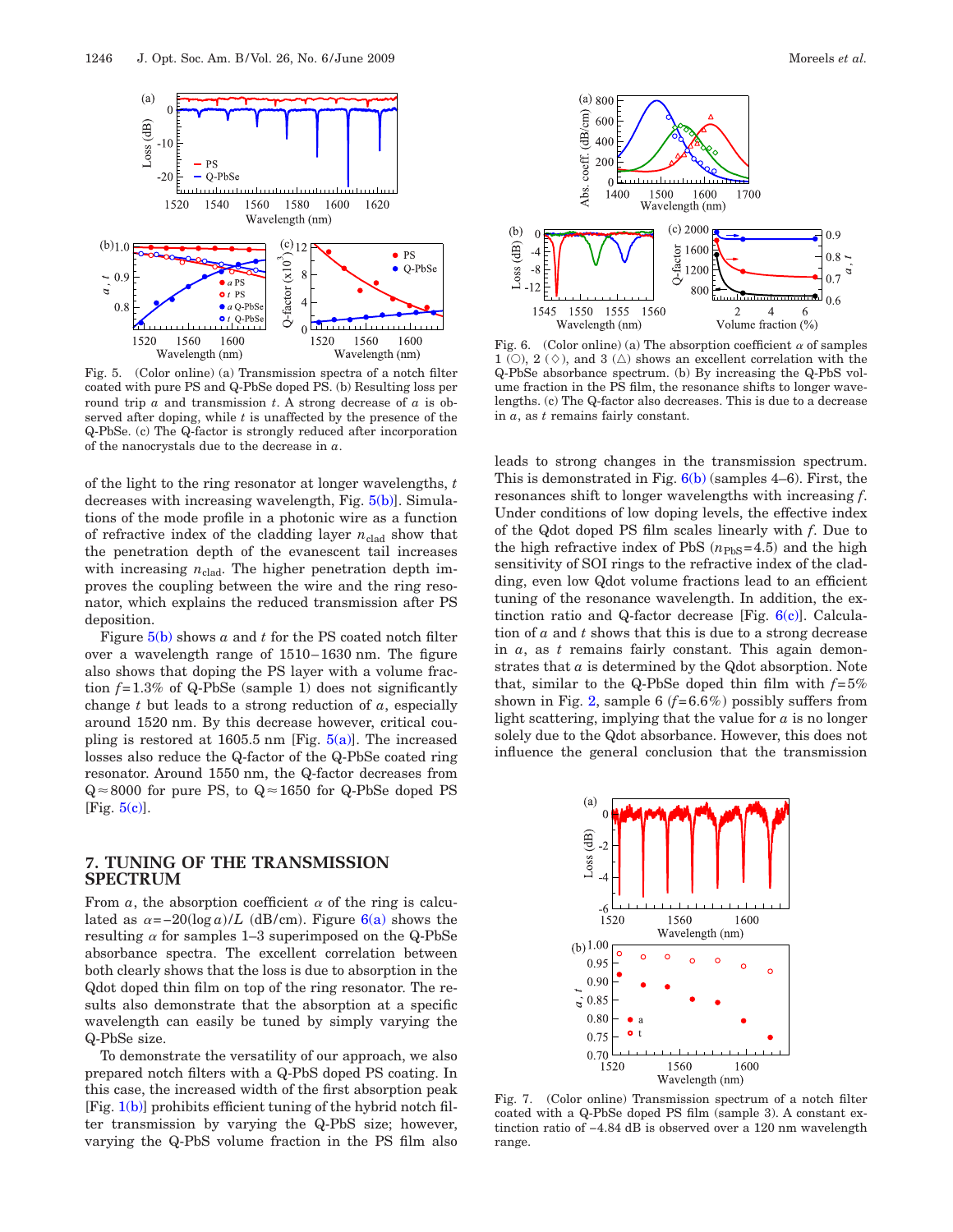Fig. 5. (Color online) (a) Transmission spectra of a notch filter coated with pure PS and Q-PbSe doped PS. (b) Resulting loss per round trip $a$ and transmission $t$. A strong decrease of $a$ is observed after doping, while $t$ is unaffected by the presence of the Q-PbSe. (c) The Q-factor is strongly reduced after incorporation of the nanocrystals due to the decrease in $a$.

of the light to the ring resonator at longer wavelengths, $t$ decreases with increasing wavelength, Fig. 5(b)]. Simulations of the mode profile in a photonic wire as a function of refractive index of the cladding layer $n_{\text{clad}}$ show that the penetration depth of the evanescent tail increases with increasing $n_{\text{clad}}$. The higher penetration depth improves the coupling between the wire and the ring resonator, which explains the reduced transmission after PS deposition.

Figure 5(b) shows $a$ and $t$ for the PS coated notch filter over a wavelength range of 1510–1630 nm. The figure also shows that doping the PS layer with a volume fraction $f=1.3\%$ of Q-PbSe (sample 1) does not significantly change $t$ but leads to a strong reduction of $a$, especially around 1520 nm. By this decrease however, critical coupling is restored at 1605.5 nm [Fig. 5(a)]. The increased losses also reduce the Q-factor of the Q-PbSe coated ring resonator. Around 1550 nm, the Q-factor decreases from $Q\approx 8000$ for pure PS, to $Q\approx 1650$ for Q-PbSe doped PS [Fig. 5(c)].

## 7. TUNING OF THE TRANSMISSION SPECTRUM

From $a$, the absorption coefficient $\alpha$ of the ring is calculated as $\alpha=-20(\log a)/L$ (dB/cm). Figure 6(a) shows the resulting $\alpha$ for samples 1–3 superimposed on the Q-PbSe absorbance spectra. The excellent correlation between both clearly shows that the loss is due to absorption in the Qdot doped thin film on top of the ring resonator. The results also demonstrate that the absorption at a specific wavelength can easily be tuned by simply varying the Q-PbSe size.

To demonstrate the versatility of our approach, we also prepared notch filters with a Q-PbS doped PS coating. In this case, the increased width of the first absorption peak [Fig. 1(b)] prohibits efficient tuning of the hybrid notch filter transmission by varying the Q-PbS size; however, varying the Q-PbS volume fraction in the PS film also leads to strong changes in the transmission spectrum. This is demonstrated in Fig. 6(b) (samples 4–6). First, the resonances shift to longer wavelengths with increasing $f$. Under conditions of low doping levels, the effective index of the Qdot doped PS film scales linearly with $f$. Due to the high refractive index of PbS ($n_{\text{PbS}}=4.5$) and the high sensitivity of SOI rings to the refractive index of the cladding, even low Qdot volume fractions lead to an efficient tuning of the resonance wavelength. In addition, the extinction ratio and Q-factor decrease [Fig. 6(c)]. Calculation of $a$ and $t$ shows that this is due to a strong decrease in $a$, as $t$ remains fairly constant. This again demonstrates that $a$ is determined by the Qdot absorption. Note that, similar to the Q-PbSe doped thin film with $f=5\%$ shown in Fig. 2, sample 6 ($f=6.6\%$) possibly suffers from light scattering, implying that the value for $a$ is no longer solely due to the Qdot absorbance. However, this does not influence the general conclusion that the transmission

Fig. 6. (Color online) (a) The absorption coefficient $\alpha$ of samples 1 (○), 2 (◇), and 3 (△) shows an excellent correlation with the Q-PbSe absorbance spectrum. (b) By increasing the Q-PbS volume fraction in the PS film, the resonance shifts to longer wavelengths. (c) The Q-factor also decreases. This is due to a decrease in $a$, as $t$ remains fairly constant.

Fig. 7. (Color online) Transmission spectrum of a notch filter coated with a Q-PbSe doped PS film (sample 3). A constant extinction ratio of −4.84 dB is observed over a 120 nm wavelength range.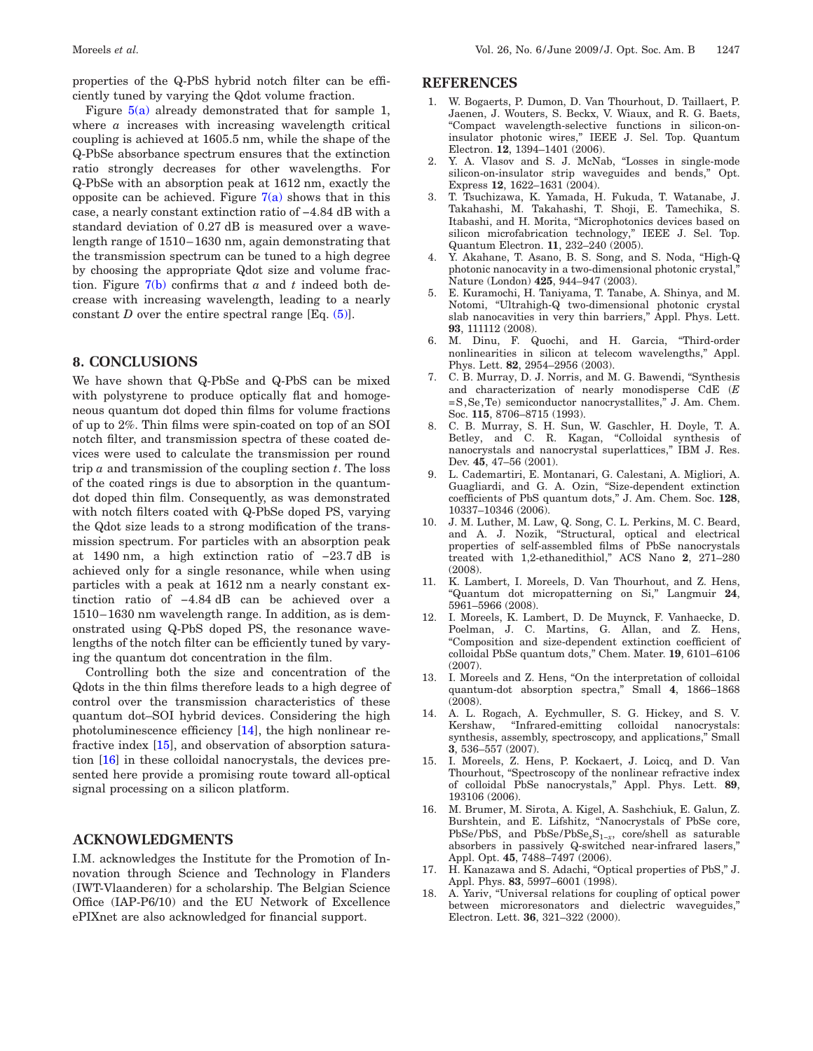properties of the Q-PbS hybrid notch filter can be efficiently tuned by varying the Qdot volume fraction.

Figure 5(a) already demonstrated that for sample 1, where $a$ increases with increasing wavelength critical coupling is achieved at 1605.5 nm, while the shape of the Q-PbSe absorbance spectrum ensures that the extinction ratio strongly decreases for other wavelengths. For Q-PbSe with an absorption peak at 1612 nm, exactly the opposite can be achieved. Figure 7(a) shows that in this case, a nearly constant extinction ratio of −4.84 dB with a standard deviation of 0.27 dB is measured over a wavelength range of 1510–1630 nm, again demonstrating that the transmission spectrum can be tuned to a high degree by choosing the appropriate Qdot size and volume fraction. Figure 7(b) confirms that $a$ and $t$ indeed both decrease with increasing wavelength, leading to a nearly constant $D$ over the entire spectral range [Eq. (5)].

## 8. CONCLUSIONS

We have shown that Q-PbSe and Q-PbS can be mixed with polystyrene to produce optically flat and homogeneous quantum dot doped thin films for volume fractions of up to 2%. Thin films were spin-coated on top of an SOI notch filter, and transmission spectra of these coated devices were used to calculate the transmission per round trip $a$ and transmission of the coupling section $t$. The loss of the coated rings is due to absorption in the quantum-dot doped thin film. Consequently, as was demonstrated with notch filters coated with Q-PbSe doped PS, varying the Qdot size leads to a strong modification of the transmission spectrum. For particles with an absorption peak at 1490 nm, a high extinction ratio of −23.7 dB is achieved only for a single resonance, while when using particles with a peak at 1612 nm a nearly constant extinction ratio of −4.84 dB can be achieved over a 1510–1630 nm wavelength range. In addition, as is demonstrated using Q-PbS doped PS, the resonance wavelengths of the notch filter can be efficiently tuned by varying the quantum dot concentration in the film.

Controlling both the size and concentration of the Qdots in the thin films therefore leads to a high degree of control over the transmission characteristics of these quantum dot–SOI hybrid devices. Considering the high photoluminescence efficiency [14], the high nonlinear refractive index [15], and observation of absorption saturation [16] in these colloidal nanocrystals, the devices presented here provide a promising route toward all-optical signal processing on a silicon platform.

## ACKNOWLEDGMENTS

I.M. acknowledges the Institute for the Promotion of Innovation through Science and Technology in Flanders (IWT-Vlaanderen) for a scholarship. The Belgian Science Office (IAP-P6/10) and the EU Network of Excellence ePIXnet are also acknowledged for financial support.

## REFERENCES

1. W. Bogaerts, P. Dumon, D. Van Thourhout, D. Taillaert, P. Jaenen, J. Wouters, S. Beckx, V. Wiaux, and R. G. Baets, "Compact wavelength-selective functions in silicon-on-insulator photonic wires," IEEE J. Sel. Top. Quantum Electron. **12**, 1394–1401 (2006).
2. Y. A. Vlasov and S. J. McNab, "Losses in single-mode silicon-on-insulator strip waveguides and bends," Opt. Express **12**, 1622–1631 (2004).
3. T. Tsuchizawa, K. Yamada, H. Fukuda, T. Watanabe, J. Takahashi, M. Takahashi, T. Shoji, E. Tamechika, S. Itabashi, and H. Morita, "Microphotonics devices based on silicon microfabrication technology," IEEE J. Sel. Top. Quantum Electron. **11**, 232–240 (2005).
4. Y. Akahane, T. Asano, B. S. Song, and S. Noda, "High-Q photonic nanocavity in a two-dimensional photonic crystal," Nature (London) **425**, 944–947 (2003).
5. E. Kuramochi, H. Taniyama, T. Tanabe, A. Shinya, and M. Notomi, "Ultrahigh-Q two-dimensional photonic crystal slab nanocavities in very thin barriers," Appl. Phys. Lett. **93**, 111112 (2008).
6. M. Dinu, F. Quochi, and H. Garcia, "Third-order nonlinearities in silicon at telecom wavelengths," Appl. Phys. Lett. **82**, 2954–2956 (2003).
7. C. B. Murray, D. J. Norris, and M. G. Bawendi, "Synthesis and characterization of nearly monodisperse CdE ($E$ =S, Se, Te) semiconductor nanocrystallites," J. Am. Chem. Soc. **115**, 8706–8715 (1993).
8. C. B. Murray, S. H. Sun, W. Gaschler, H. Doyle, T. A. Betley, and C. R. Kagan, "Colloidal synthesis of nanocrystals and nanocrystal superlattices," IBM J. Res. Dev. **45**, 47–56 (2001).
9. L. Cademartiri, E. Montanari, G. Calestani, A. Migliori, A. Guagliardi, and G. A. Ozin, "Size-dependent extinction coefficients of PbS quantum dots," J. Am. Chem. Soc. **128**, 10337–10346 (2006).
10. J. M. Luther, M. Law, Q. Song, C. L. Perkins, M. C. Beard, and A. J. Nozik, "Structural, optical and electrical properties of self-assembled films of PbSe nanocrystals treated with 1,2-ethanedithiol," ACS Nano **2**, 271–280 (2008).
11. K. Lambert, I. Moreels, D. Van Thourhout, and Z. Hens, "Quantum dot micropatterning on Si," Langmuir **24**, 5961–5966 (2008).
12. I. Moreels, K. Lambert, D. De Muynck, F. Vanhaecke, D. Poelman, J. C. Martins, G. Allan, and Z. Hens, "Composition and size-dependent extinction coefficient of colloidal PbSe quantum dots," Chem. Mater. **19**, 6101–6106 (2007).
13. I. Moreels and Z. Hens, "On the interpretation of colloidal quantum-dot absorption spectra," Small **4**, 1866–1868 (2008).
14. A. L. Rogach, A. Eychmuller, S. G. Hickey, and S. V. Kershaw, "Infrared-emitting colloidal nanocrystals: synthesis, assembly, spectroscopy, and applications," Small **3**, 536–557 (2007).
15. I. Moreels, Z. Hens, P. Kockaert, J. Loicq, and D. Van Thourhout, "Spectroscopy of the nonlinear refractive index of colloidal PbSe nanocrystals," Appl. Phys. Lett. **89**, 193106 (2006).
16. M. Brumer, M. Sirota, A. Kigel, A. Sashchiuk, E. Galun, Z. Burshtein, and E. Lifshitz, "Nanocrystals of PbSe core, PbSe/PbS, and PbSe/PbSe$_x$S$_{1-x}$, core/shell as saturable absorbers in passively Q-switched near-infrared lasers," Appl. Opt. **45**, 7488–7497 (2006).
17. H. Kanazawa and S. Adachi, "Optical properties of PbS," J. Appl. Phys. **83**, 5997–6001 (1998).
18. A. Yariv, "Universal relations for coupling of optical power between microresonators and dielectric waveguides," Electron. Lett. **36**, 321–322 (2000).